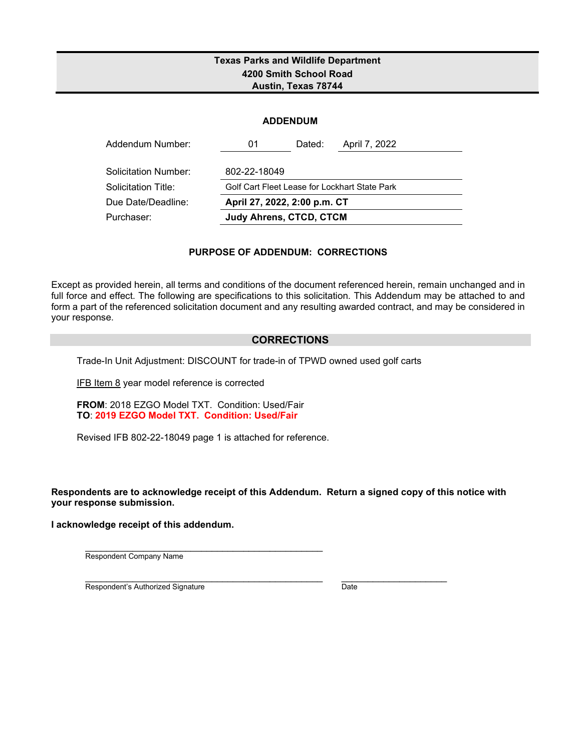**Texas Parks and Wildlife Department**
**4200 Smith School Road**
**Austin, Texas 78744**

## ADDENDUM

| | | | |
|---|---|---|---|
| Addendum Number: | 01 | Dated: | April 7, 2022 |
| Solicitation Number: | 802-22-18049 | | |
| Solicitation Title: | Golf Cart Fleet Lease for Lockhart State Park | | |
| Due Date/Deadline: | **April 27, 2022, 2:00 p.m. CT** | | |
| Purchaser: | **Judy Ahrens, CTCD, CTCM** | | |

### PURPOSE OF ADDENDUM: CORRECTIONS

Except as provided herein, all terms and conditions of the document referenced herein, remain unchanged and in full force and effect. The following are specifications to this solicitation. This Addendum may be attached to and form a part of the referenced solicitation document and any resulting awarded contract, and may be considered in your response.

## CORRECTIONS

Trade-In Unit Adjustment: DISCOUNT for trade-in of TPWD owned used golf carts

IFB Item 8 year model reference is corrected

**FROM**: 2018 EZGO Model TXT. Condition: Used/Fair
**TO**: **2019 EZGO Model TXT. Condition: Used/Fair**

Revised IFB 802-22-18049 page 1 is attached for reference.

**Respondents are to acknowledge receipt of this Addendum. Return a signed copy of this notice with your response submission.**

**I acknowledge receipt of this addendum.**

\_\_\_\_\_\_\_\_\_\_\_\_\_\_\_\_\_\_\_\_\_\_\_\_\_\_\_\_\_\_\_\_\_\_\_\_\_\_\_\_\_\_\_\_
Respondent Company Name

\_\_\_\_\_\_\_\_\_\_\_\_\_\_\_\_\_\_\_\_\_\_\_\_\_\_\_\_\_\_\_\_\_\_\_\_\_\_\_\_\_\_\_\_ \_\_\_\_\_\_\_\_\_\_\_\_\_\_\_\_\_\_\_\_
Respondent's Authorized Signature Date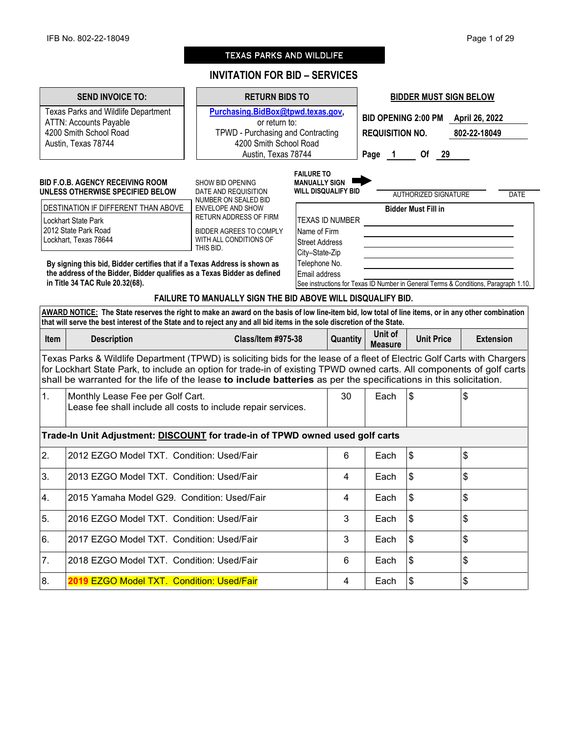IFB No. 802-22-18049

## TEXAS PARKS AND WILDLIFE

## INVITATION FOR BID – SERVICES

| SEND INVOICE TO: | RETURN BIDS TO | BIDDER MUST SIGN BELOW |
|---|---|---|
| Texas Parks and Wildlife Department<br>ATTN: Accounts Payable<br>4200 Smith School Road<br>Austin, Texas 78744 | Purchasing.BidBox@tpwd.texas.gov,<br>or return to:<br>TPWD - Purchasing and Contracting<br>4200 Smith School Road<br>Austin, Texas 78744 | BID OPENING 2:00 PM April 26, 2022<br>REQUISITION NO. 802-22-18049<br>Page 1 Of 29 |

**BID F.O.B. AGENCY RECEIVING ROOM UNLESS OTHERWISE SPECIFIED BELOW**

| DESTINATION IF DIFFERENT THAN ABOVE |
|---|
| Lockhart State Park<br>2012 State Park Road<br>Lockhart, Texas 78644 |

SHOW BID OPENING DATE AND REQUISITION NUMBER ON SEALED BID ENVELOPE AND SHOW RETURN ADDRESS OF FIRM

BIDDER AGREES TO COMPLY WITH ALL CONDITIONS OF THIS BID.

**FAILURE TO MANUALLY SIGN WILL DISQUALIFY BID**

AUTHORIZED SIGNATURE _______________ DATE _______________

**Bidder Must Fill in**

| | |
|---|---|
| TEXAS ID NUMBER | |
| Name of Firm | |
| Street Address | |
| City–State-Zip | |
| Telephone No. | |
| Email address | |

See instructions for Texas ID Number in General Terms & Conditions, Paragraph 1.10.

**By signing this bid, Bidder certifies that if a Texas Address is shown as the address of the Bidder, Bidder qualifies as a Texas Bidder as defined in Title 34 TAC Rule 20.32(68).**

**FAILURE TO MANUALLY SIGN THE BID ABOVE WILL DISQUALIFY BID.**

**AWARD NOTICE: The State reserves the right to make an award on the basis of low line-item bid, low total of line items, or in any other combination that will serve the best interest of the State and to reject any and all bid items in the sole discretion of the State.**

| Item | Description Class/Item #975-38 | Quantity | Unit of Measure | Unit Price | Extension |
|---|---|---|---|---|---|
| | Texas Parks & Wildlife Department (TPWD) is soliciting bids for the lease of a fleet of Electric Golf Carts with Chargers for Lockhart State Park, to include an option for trade-in of existing TPWD owned carts. All components of golf carts shall be warranted for the life of the lease **to include batteries** as per the specifications in this solicitation. | | | | |
| 1. | Monthly Lease Fee per Golf Cart.<br>Lease fee shall include all costs to include repair services. | 30 | Each | $ | $ |
| | **Trade-In Unit Adjustment: DISCOUNT for trade-in of TPWD owned used golf carts** | | | | |
| 2. | 2012 EZGO Model TXT. Condition: Used/Fair | 6 | Each | $ | $ |
| 3. | 2013 EZGO Model TXT. Condition: Used/Fair | 4 | Each | $ | $ |
| 4. | 2015 Yamaha Model G29. Condition: Used/Fair | 4 | Each | $ | $ |
| 5. | 2016 EZGO Model TXT. Condition: Used/Fair | 3 | Each | $ | $ |
| 6. | 2017 EZGO Model TXT. Condition: Used/Fair | 3 | Each | $ | $ |
| 7. | 2018 EZGO Model TXT. Condition: Used/Fair | 6 | Each | $ | $ |
| 8. | 2019 EZGO Model TXT. Condition: Used/Fair | 4 | Each | $ | $ |